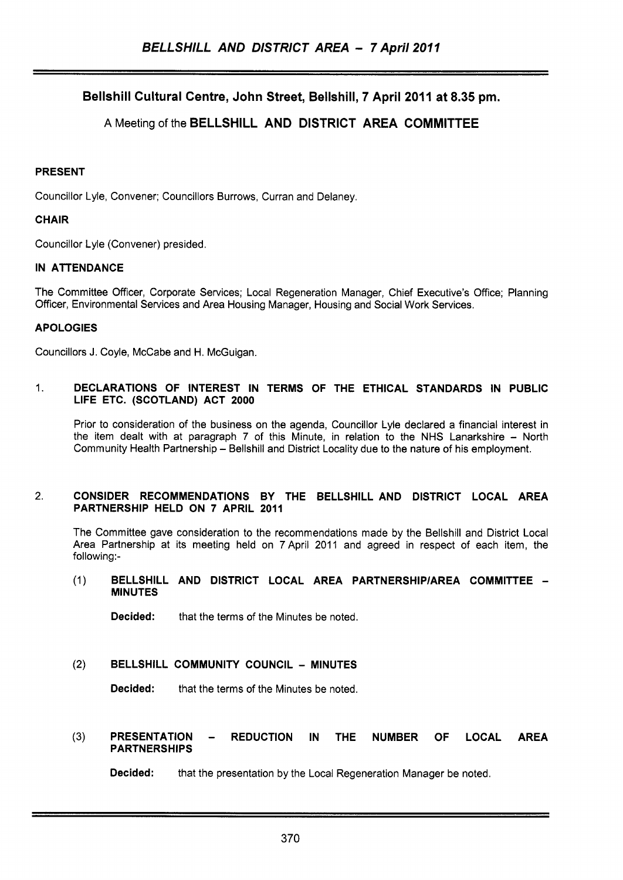## Bellshill Cultural Centre, John Street, Bellshill, 7 April 2011 at 8.35 pm.

A Meeting of the **BELLSHILL AND DISTRICT AREA COMMITTEE**

### PRESENT

Councillor Lyle, Convener; Councillors Burrows, Curran and Delaney.

### CHAIR

Councillor Lyle (Convener) presided.

### IN ATTENDANCE

The Committee Officer, Corporate Services; Local Regeneration Manager, Chief Executive's Office; Planning Officer, Environmental Services and Area Housing Manager, Housing and Social Work Services.

### APOLOGIES

Councillors J. Coyle, McCabe and H. McGuigan.

1. **DECLARATIONS OF INTEREST IN TERMS OF THE ETHICAL STANDARDS IN PUBLIC LIFE ETC. (SCOTLAND) ACT 2000**

   Prior to consideration of the business on the agenda, Councillor Lyle declared a financial interest in the item dealt with at paragraph 7 of this Minute, in relation to the NHS Lanarkshire – North Community Health Partnership – Bellshill and District Locality due to the nature of his employment.

2. **CONSIDER RECOMMENDATIONS BY THE BELLSHILL AND DISTRICT LOCAL AREA PARTNERSHIP HELD ON 7 APRIL 2011**

   The Committee gave consideration to the recommendations made by the Bellshill and District Local Area Partnership at its meeting held on 7 April 2011 and agreed in respect of each item, the following:-

   (1) **BELLSHILL AND DISTRICT LOCAL AREA PARTNERSHIP/AREA COMMITTEE – MINUTES**

   **Decided:** that the terms of the Minutes be noted.

   (2) **BELLSHILL COMMUNITY COUNCIL – MINUTES**

   **Decided:** that the terms of the Minutes be noted.

   (3) **PRESENTATION – REDUCTION IN THE NUMBER OF LOCAL AREA PARTNERSHIPS**

   **Decided:** that the presentation by the Local Regeneration Manager be noted.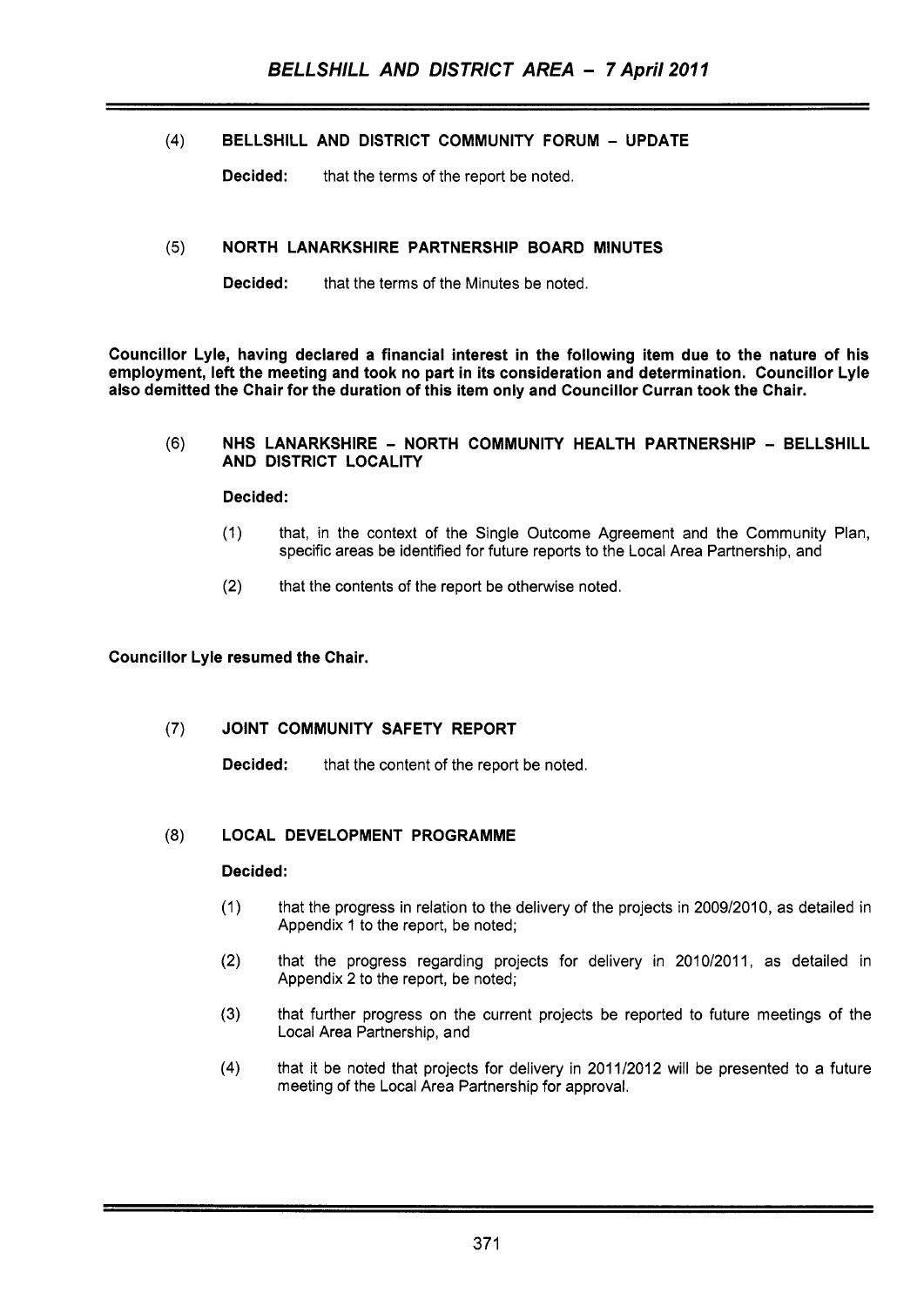(4) **BELLSHILL AND DISTRICT COMMUNITY FORUM – UPDATE**

**Decided:** that the terms of the report be noted.

(5) **NORTH LANARKSHIRE PARTNERSHIP BOARD MINUTES**

**Decided:** that the terms of the Minutes be noted.

**Councillor Lyle, having declared a financial interest in the following item due to the nature of his employment, left the meeting and took no part in its consideration and determination. Councillor Lyle also demitted the Chair for the duration of this item only and Councillor Curran took the Chair.**

(6) **NHS LANARKSHIRE – NORTH COMMUNITY HEALTH PARTNERSHIP – BELLSHILL AND DISTRICT LOCALITY**

**Decided:**

(1) that, in the context of the Single Outcome Agreement and the Community Plan, specific areas be identified for future reports to the Local Area Partnership, and

(2) that the contents of the report be otherwise noted.

**Councillor Lyle resumed the Chair.**

(7) **JOINT COMMUNITY SAFETY REPORT**

**Decided:** that the content of the report be noted.

(8) **LOCAL DEVELOPMENT PROGRAMME**

**Decided:**

(1) that the progress in relation to the delivery of the projects in 2009/2010, as detailed in Appendix 1 to the report, be noted;

(2) that the progress regarding projects for delivery in 2010/2011, as detailed in Appendix 2 to the report, be noted;

(3) that further progress on the current projects be reported to future meetings of the Local Area Partnership, and

(4) that it be noted that projects for delivery in 2011/2012 will be presented to a future meeting of the Local Area Partnership for approval.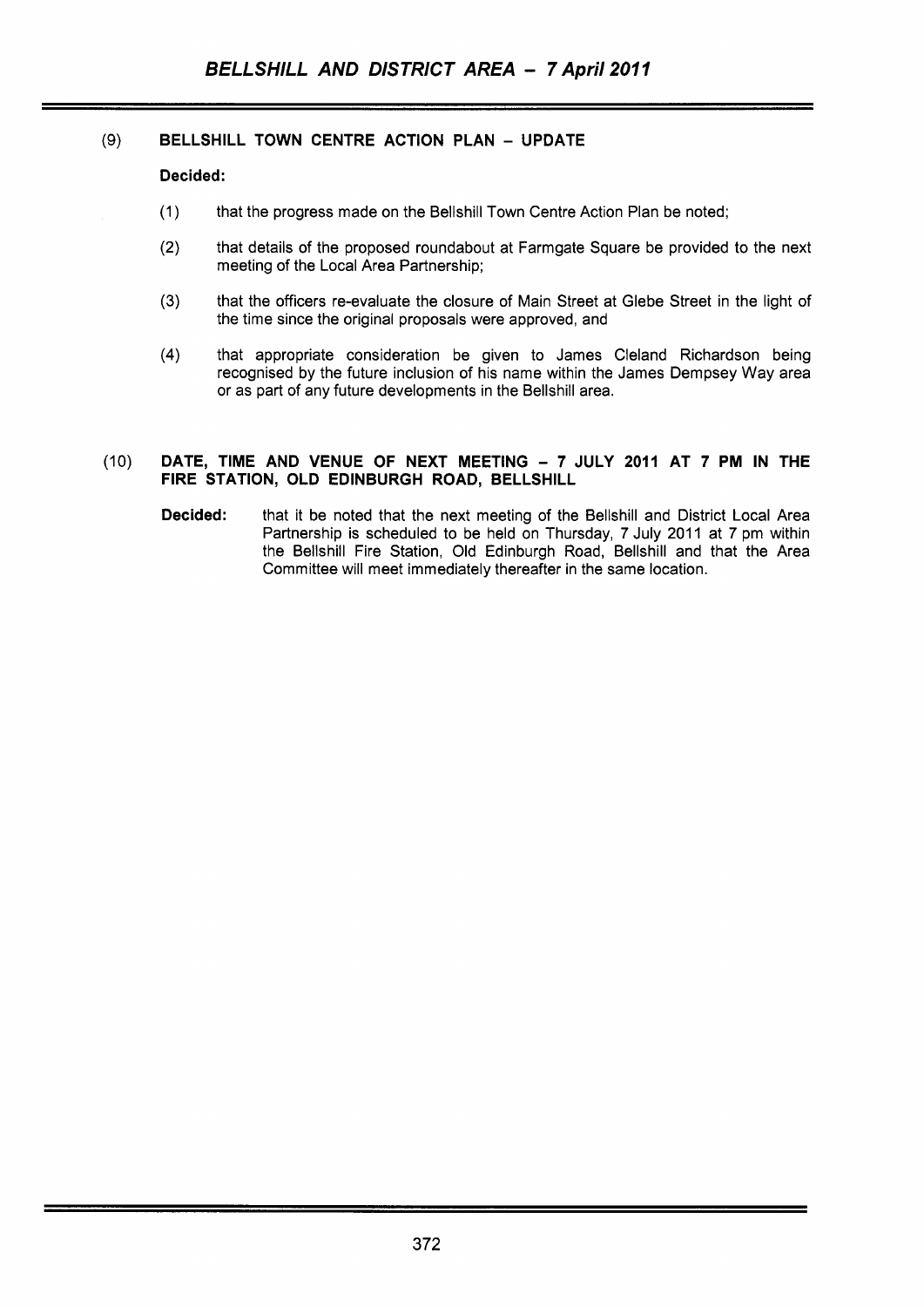(9) **BELLSHILL TOWN CENTRE ACTION PLAN – UPDATE**

**Decided:**

(1) that the progress made on the Bellshill Town Centre Action Plan be noted;

(2) that details of the proposed roundabout at Farmgate Square be provided to the next meeting of the Local Area Partnership;

(3) that the officers re-evaluate the closure of Main Street at Glebe Street in the light of the time since the original proposals were approved, and

(4) that appropriate consideration be given to James Cleland Richardson being recognised by the future inclusion of his name within the James Dempsey Way area or as part of any future developments in the Bellshill area.

(10) **DATE, TIME AND VENUE OF NEXT MEETING – 7 JULY 2011 AT 7 PM IN THE FIRE STATION, OLD EDINBURGH ROAD, BELLSHILL**

**Decided:** that it be noted that the next meeting of the Bellshill and District Local Area Partnership is scheduled to be held on Thursday, 7 July 2011 at 7 pm within the Bellshill Fire Station, Old Edinburgh Road, Bellshill and that the Area Committee will meet immediately thereafter in the same location.